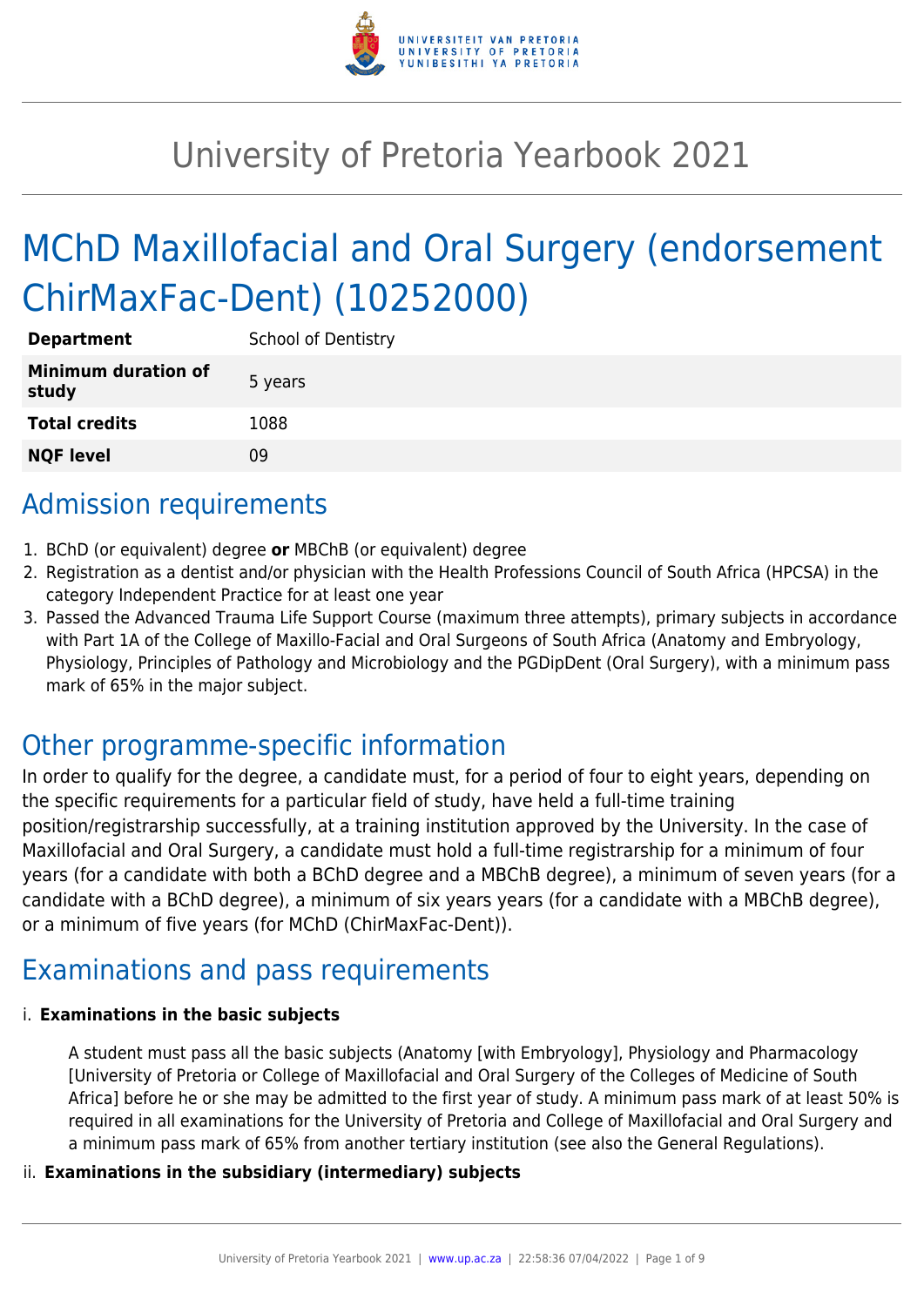# University of Pretoria Yearbook 2021

# MChD Maxillofacial and Oral Surgery (endorsement ChirMaxFac-Dent) (10252000)

| | |
|---|---|
| **Department** | School of Dentistry |
| **Minimum duration of study** | 5 years |
| **Total credits** | 1088 |
| **NQF level** | 09 |

## Admission requirements

1. BChD (or equivalent) degree **or** MBChB (or equivalent) degree
2. Registration as a dentist and/or physician with the Health Professions Council of South Africa (HPCSA) in the category Independent Practice for at least one year
3. Passed the Advanced Trauma Life Support Course (maximum three attempts), primary subjects in accordance with Part 1A of the College of Maxillo-Facial and Oral Surgeons of South Africa (Anatomy and Embryology, Physiology, Principles of Pathology and Microbiology and the PGDipDent (Oral Surgery), with a minimum pass mark of 65% in the major subject.

## Other programme-specific information

In order to qualify for the degree, a candidate must, for a period of four to eight years, depending on the specific requirements for a particular field of study, have held a full-time training position/registrarship successfully, at a training institution approved by the University. In the case of Maxillofacial and Oral Surgery, a candidate must hold a full-time registrarship for a minimum of four years (for a candidate with both a BChD degree and a MBChB degree), a minimum of seven years (for a candidate with a BChD degree), a minimum of six years years (for a candidate with a MBChB degree), or a minimum of five years (for MChD (ChirMaxFac-Dent)).

## Examinations and pass requirements

i. **Examinations in the basic subjects**

A student must pass all the basic subjects (Anatomy [with Embryology], Physiology and Pharmacology [University of Pretoria or College of Maxillofacial and Oral Surgery of the Colleges of Medicine of South Africa] before he or she may be admitted to the first year of study. A minimum pass mark of at least 50% is required in all examinations for the University of Pretoria and College of Maxillofacial and Oral Surgery and a minimum pass mark of 65% from another tertiary institution (see also the General Regulations).

ii. **Examinations in the subsidiary (intermediary) subjects**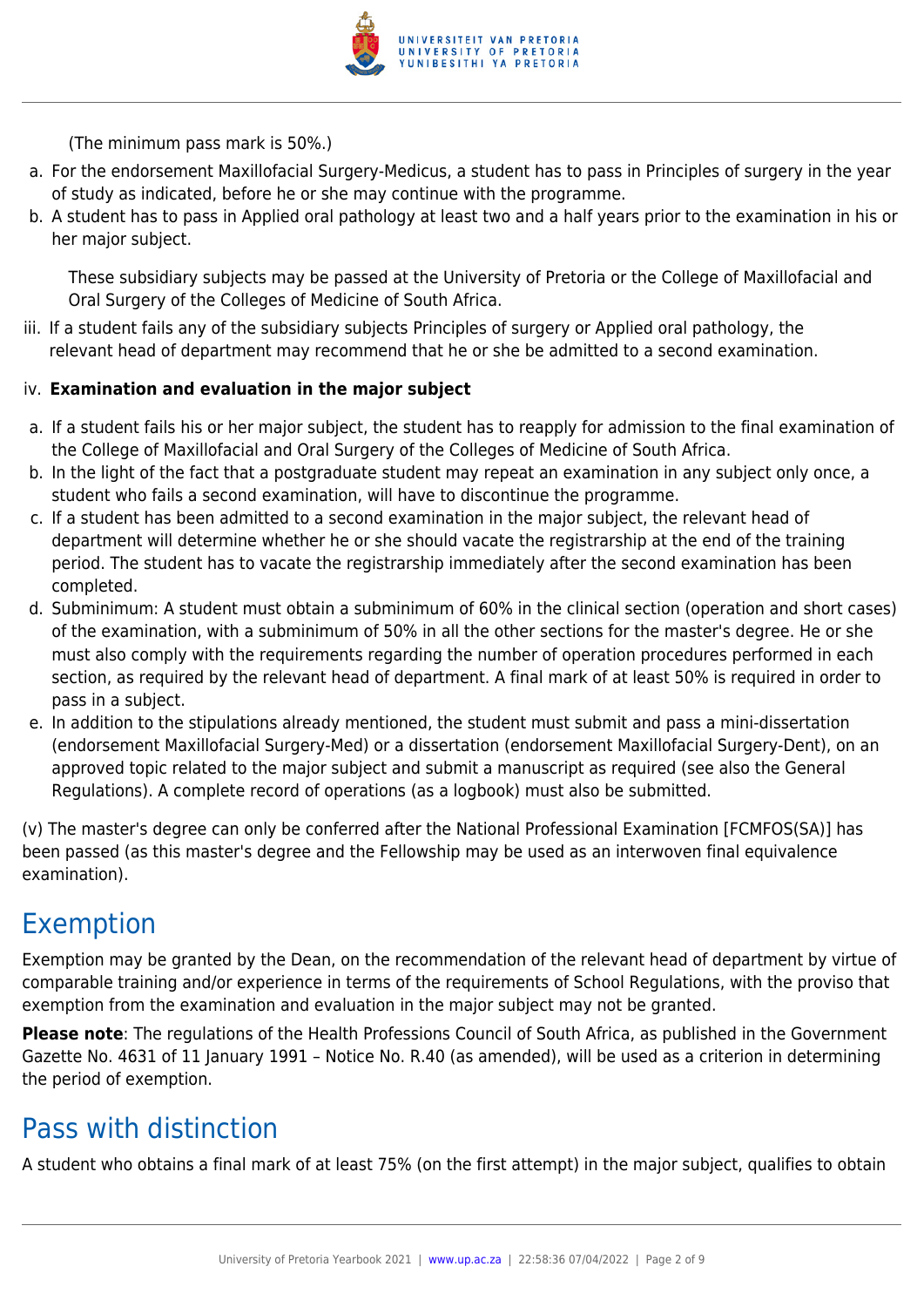(The minimum pass mark is 50%.)

a. For the endorsement Maxillofacial Surgery-Medicus, a student has to pass in Principles of surgery in the year of study as indicated, before he or she may continue with the programme.
b. A student has to pass in Applied oral pathology at least two and a half years prior to the examination in his or her major subject.

These subsidiary subjects may be passed at the University of Pretoria or the College of Maxillofacial and Oral Surgery of the Colleges of Medicine of South Africa.

iii. If a student fails any of the subsidiary subjects Principles of surgery or Applied oral pathology, the relevant head of department may recommend that he or she be admitted to a second examination.

iv. **Examination and evaluation in the major subject**

a. If a student fails his or her major subject, the student has to reapply for admission to the final examination of the College of Maxillofacial and Oral Surgery of the Colleges of Medicine of South Africa.
b. In the light of the fact that a postgraduate student may repeat an examination in any subject only once, a student who fails a second examination, will have to discontinue the programme.
c. If a student has been admitted to a second examination in the major subject, the relevant head of department will determine whether he or she should vacate the registrarship at the end of the training period. The student has to vacate the registrarship immediately after the second examination has been completed.
d. Subminimum: A student must obtain a subminimum of 60% in the clinical section (operation and short cases) of the examination, with a subminimum of 50% in all the other sections for the master's degree. He or she must also comply with the requirements regarding the number of operation procedures performed in each section, as required by the relevant head of department. A final mark of at least 50% is required in order to pass in a subject.
e. In addition to the stipulations already mentioned, the student must submit and pass a mini-dissertation (endorsement Maxillofacial Surgery-Med) or a dissertation (endorsement Maxillofacial Surgery-Dent), on an approved topic related to the major subject and submit a manuscript as required (see also the General Regulations). A complete record of operations (as a logbook) must also be submitted.

(v) The master's degree can only be conferred after the National Professional Examination [FCMFOS(SA)] has been passed (as this master's degree and the Fellowship may be used as an interwoven final equivalence examination).

## Exemption

Exemption may be granted by the Dean, on the recommendation of the relevant head of department by virtue of comparable training and/or experience in terms of the requirements of School Regulations, with the proviso that exemption from the examination and evaluation in the major subject may not be granted.

**Please note**: The regulations of the Health Professions Council of South Africa, as published in the Government Gazette No. 4631 of 11 January 1991 – Notice No. R.40 (as amended), will be used as a criterion in determining the period of exemption.

## Pass with distinction

A student who obtains a final mark of at least 75% (on the first attempt) in the major subject, qualifies to obtain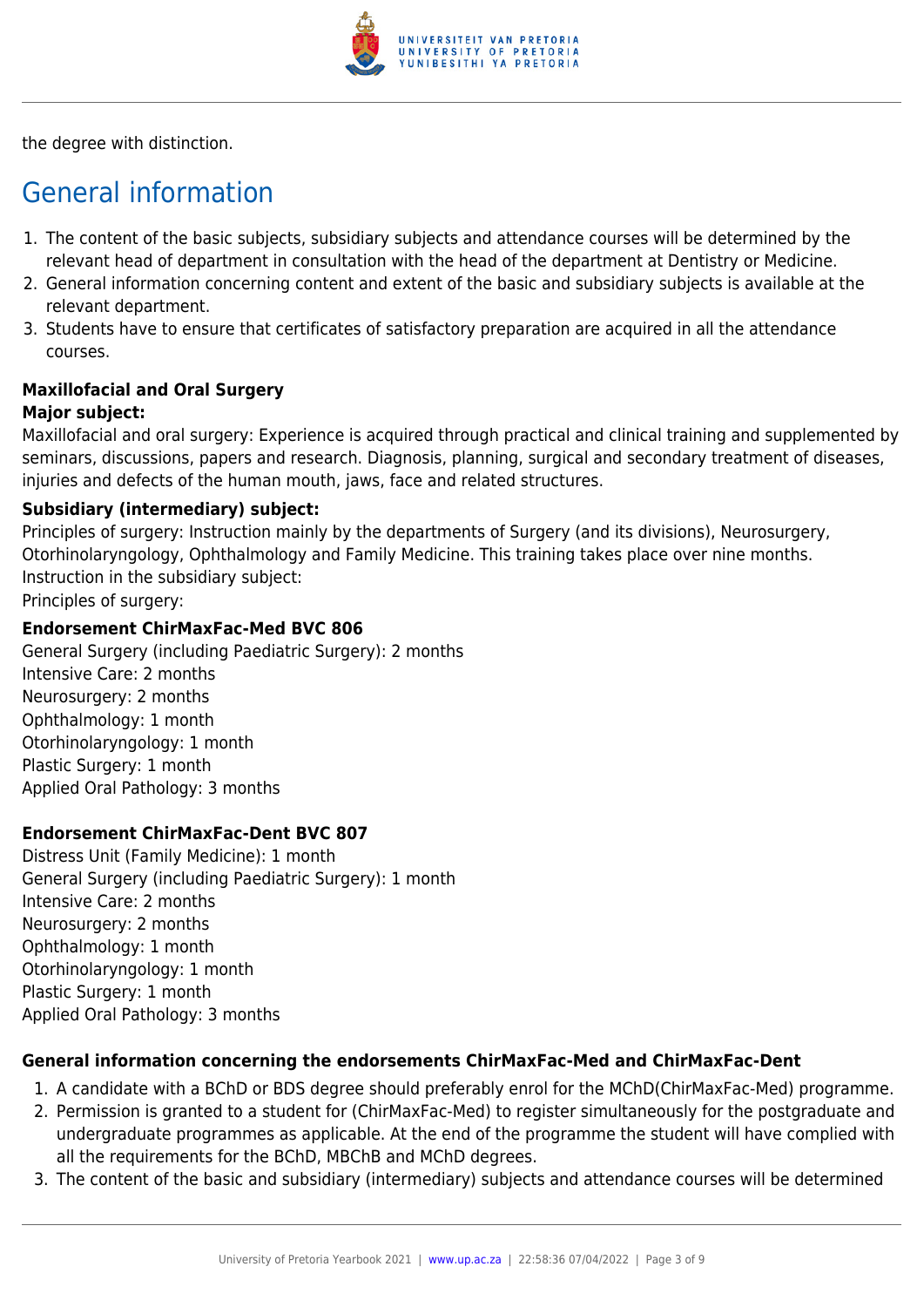the degree with distinction.

## General information

1. The content of the basic subjects, subsidiary subjects and attendance courses will be determined by the relevant head of department in consultation with the head of the department at Dentistry or Medicine.
2. General information concerning content and extent of the basic and subsidiary subjects is available at the relevant department.
3. Students have to ensure that certificates of satisfactory preparation are acquired in all the attendance courses.

**Maxillofacial and Oral Surgery**

**Major subject:**

Maxillofacial and oral surgery: Experience is acquired through practical and clinical training and supplemented by seminars, discussions, papers and research. Diagnosis, planning, surgical and secondary treatment of diseases, injuries and defects of the human mouth, jaws, face and related structures.

**Subsidiary (intermediary) subject:**

Principles of surgery: Instruction mainly by the departments of Surgery (and its divisions), Neurosurgery, Otorhinolaryngology, Ophthalmology and Family Medicine. This training takes place over nine months.
Instruction in the subsidiary subject:
Principles of surgery:

**Endorsement ChirMaxFac-Med BVC 806**

General Surgery (including Paediatric Surgery): 2 months
Intensive Care: 2 months
Neurosurgery: 2 months
Ophthalmology: 1 month
Otorhinolaryngology: 1 month
Plastic Surgery: 1 month
Applied Oral Pathology: 3 months

**Endorsement ChirMaxFac-Dent BVC 807**

Distress Unit (Family Medicine): 1 month
General Surgery (including Paediatric Surgery): 1 month
Intensive Care: 2 months
Neurosurgery: 2 months
Ophthalmology: 1 month
Otorhinolaryngology: 1 month
Plastic Surgery: 1 month
Applied Oral Pathology: 3 months

**General information concerning the endorsements ChirMaxFac-Med and ChirMaxFac-Dent**

1. A candidate with a BChD or BDS degree should preferably enrol for the MChD(ChirMaxFac-Med) programme.
2. Permission is granted to a student for (ChirMaxFac-Med) to register simultaneously for the postgraduate and undergraduate programmes as applicable. At the end of the programme the student will have complied with all the requirements for the BChD, MBChB and MChD degrees.
3. The content of the basic and subsidiary (intermediary) subjects and attendance courses will be determined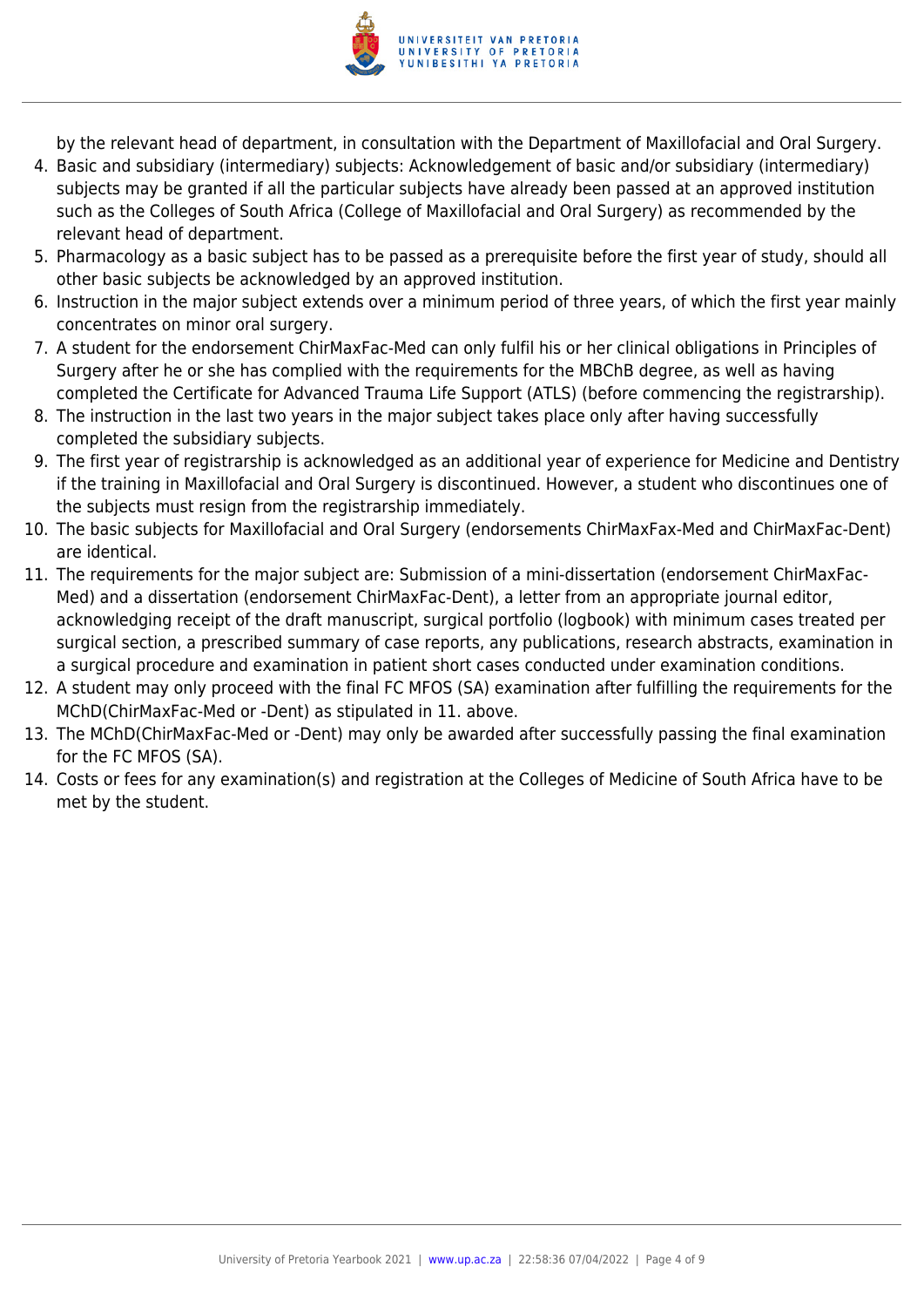by the relevant head of department, in consultation with the Department of Maxillofacial and Oral Surgery.

4. Basic and subsidiary (intermediary) subjects: Acknowledgement of basic and/or subsidiary (intermediary) subjects may be granted if all the particular subjects have already been passed at an approved institution such as the Colleges of South Africa (College of Maxillofacial and Oral Surgery) as recommended by the relevant head of department.
5. Pharmacology as a basic subject has to be passed as a prerequisite before the first year of study, should all other basic subjects be acknowledged by an approved institution.
6. Instruction in the major subject extends over a minimum period of three years, of which the first year mainly concentrates on minor oral surgery.
7. A student for the endorsement ChirMaxFac-Med can only fulfil his or her clinical obligations in Principles of Surgery after he or she has complied with the requirements for the MBChB degree, as well as having completed the Certificate for Advanced Trauma Life Support (ATLS) (before commencing the registrarship).
8. The instruction in the last two years in the major subject takes place only after having successfully completed the subsidiary subjects.
9. The first year of registrarship is acknowledged as an additional year of experience for Medicine and Dentistry if the training in Maxillofacial and Oral Surgery is discontinued. However, a student who discontinues one of the subjects must resign from the registrarship immediately.
10. The basic subjects for Maxillofacial and Oral Surgery (endorsements ChirMaxFax-Med and ChirMaxFac-Dent) are identical.
11. The requirements for the major subject are: Submission of a mini-dissertation (endorsement ChirMaxFac-Med) and a dissertation (endorsement ChirMaxFac-Dent), a letter from an appropriate journal editor, acknowledging receipt of the draft manuscript, surgical portfolio (logbook) with minimum cases treated per surgical section, a prescribed summary of case reports, any publications, research abstracts, examination in a surgical procedure and examination in patient short cases conducted under examination conditions.
12. A student may only proceed with the final FC MFOS (SA) examination after fulfilling the requirements for the MChD(ChirMaxFac-Med or -Dent) as stipulated in 11. above.
13. The MChD(ChirMaxFac-Med or -Dent) may only be awarded after successfully passing the final examination for the FC MFOS (SA).
14. Costs or fees for any examination(s) and registration at the Colleges of Medicine of South Africa have to be met by the student.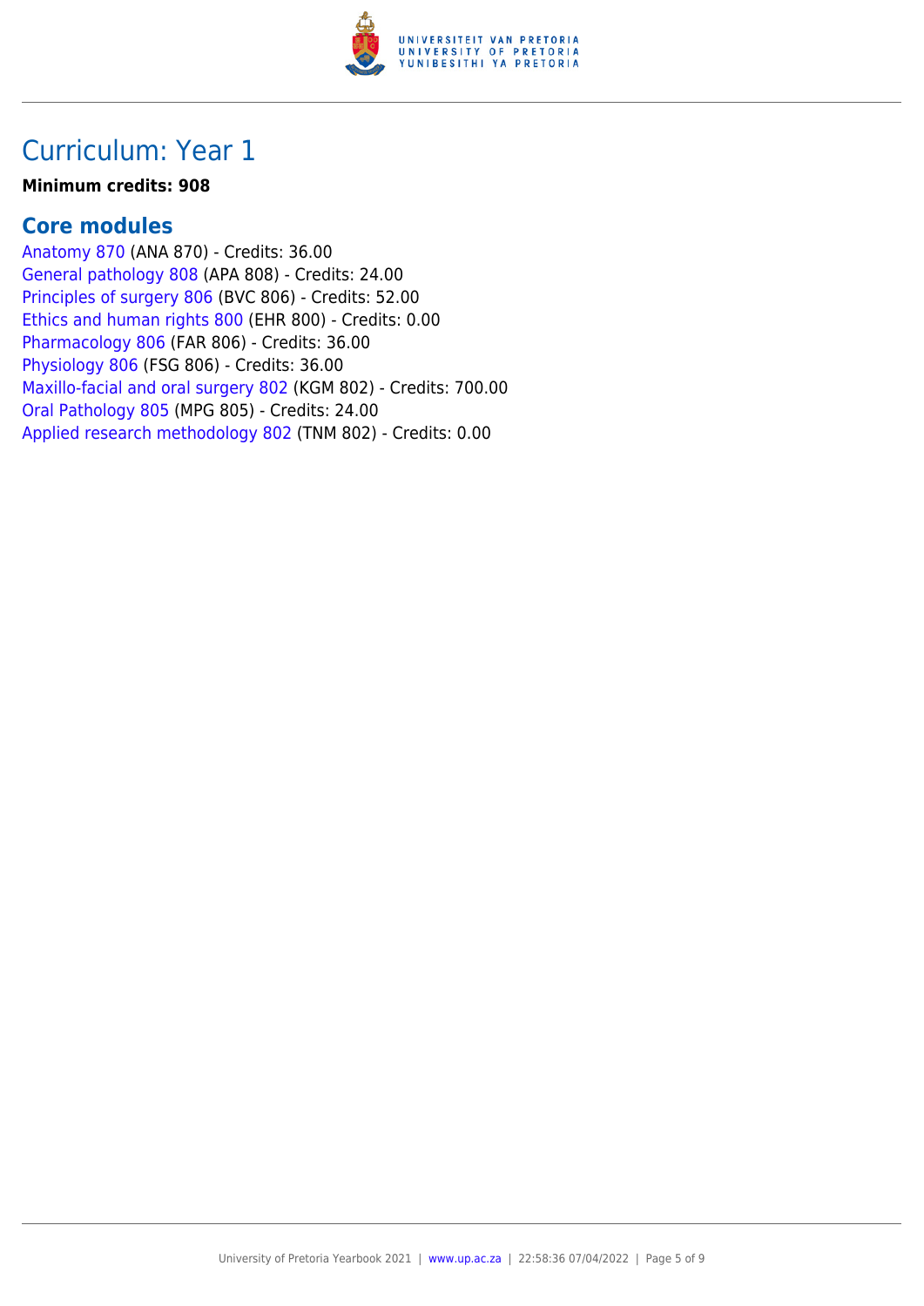# Curriculum: Year 1

**Minimum credits: 908**

## Core modules

Anatomy 870 (ANA 870) - Credits: 36.00
General pathology 808 (APA 808) - Credits: 24.00
Principles of surgery 806 (BVC 806) - Credits: 52.00
Ethics and human rights 800 (EHR 800) - Credits: 0.00
Pharmacology 806 (FAR 806) - Credits: 36.00
Physiology 806 (FSG 806) - Credits: 36.00
Maxillo-facial and oral surgery 802 (KGM 802) - Credits: 700.00
Oral Pathology 805 (MPG 805) - Credits: 24.00
Applied research methodology 802 (TNM 802) - Credits: 0.00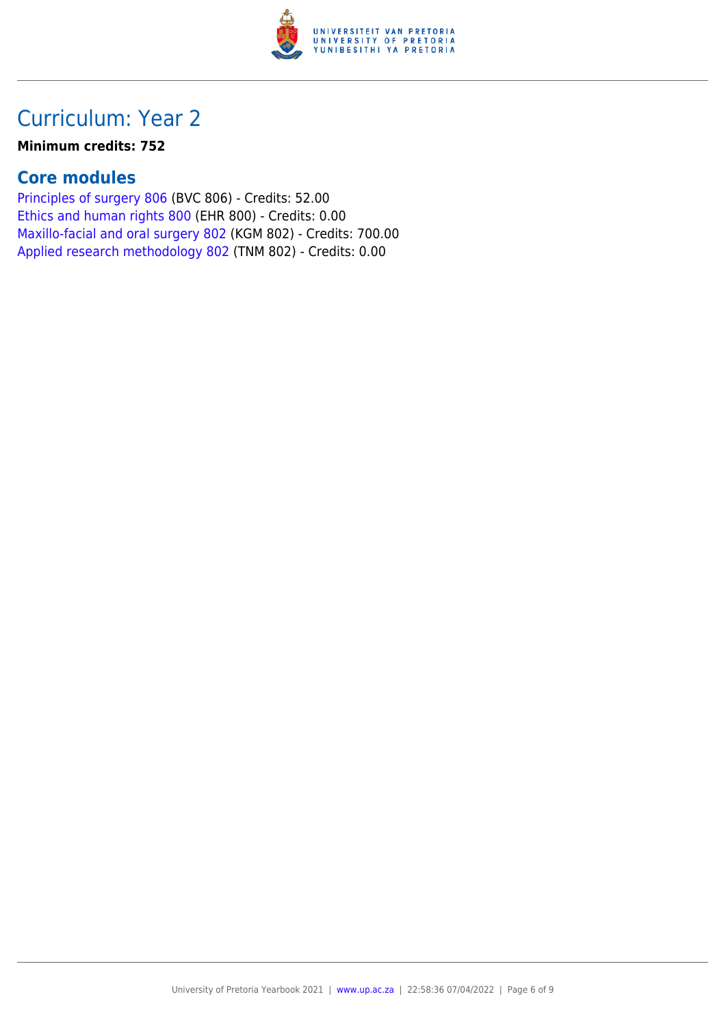# Curriculum: Year 2

**Minimum credits: 752**

## Core modules

Principles of surgery 806 (BVC 806) - Credits: 52.00
Ethics and human rights 800 (EHR 800) - Credits: 0.00
Maxillo-facial and oral surgery 802 (KGM 802) - Credits: 700.00
Applied research methodology 802 (TNM 802) - Credits: 0.00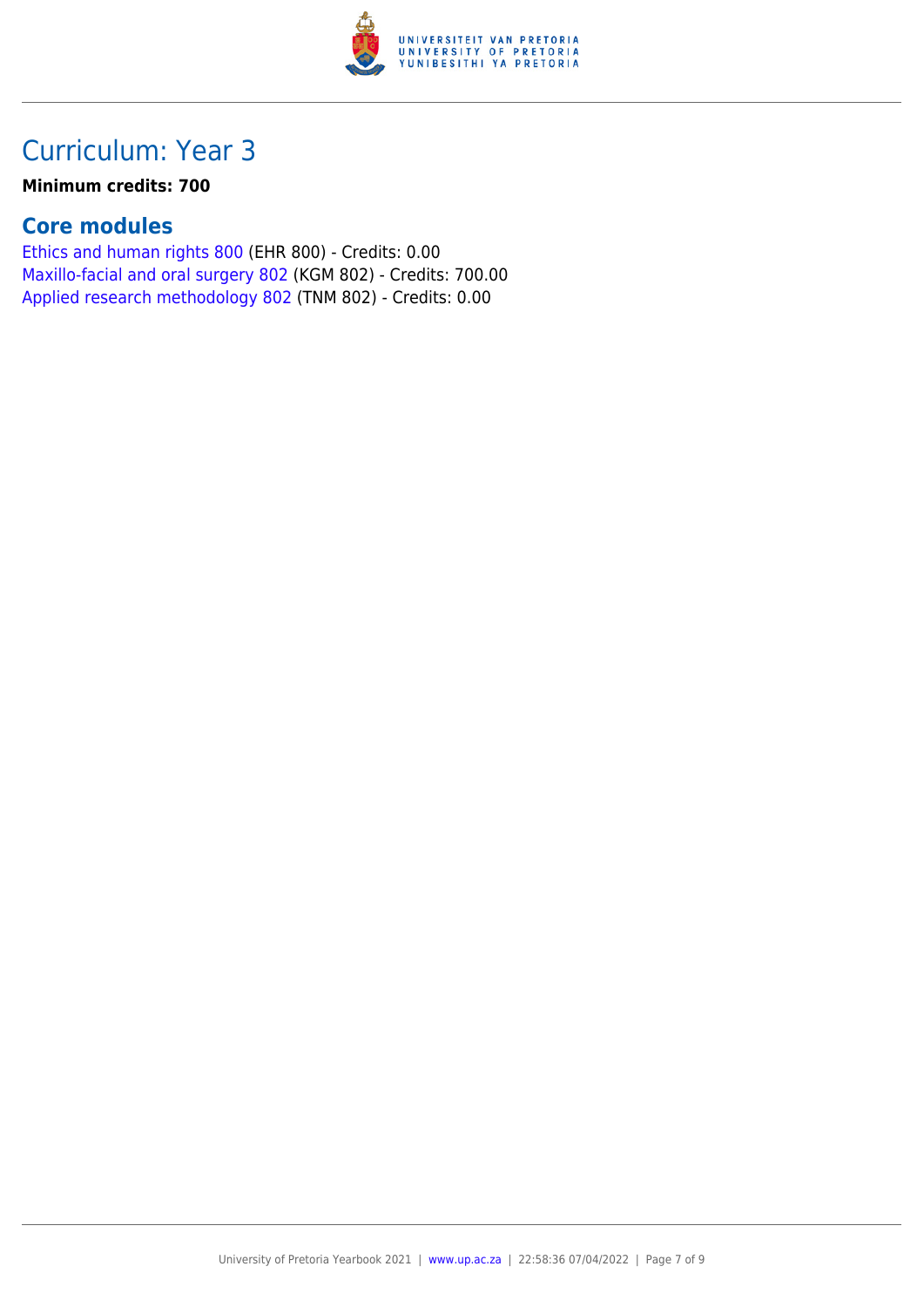# Curriculum: Year 3

**Minimum credits: 700**

## Core modules

Ethics and human rights 800 (EHR 800) - Credits: 0.00
Maxillo-facial and oral surgery 802 (KGM 802) - Credits: 700.00
Applied research methodology 802 (TNM 802) - Credits: 0.00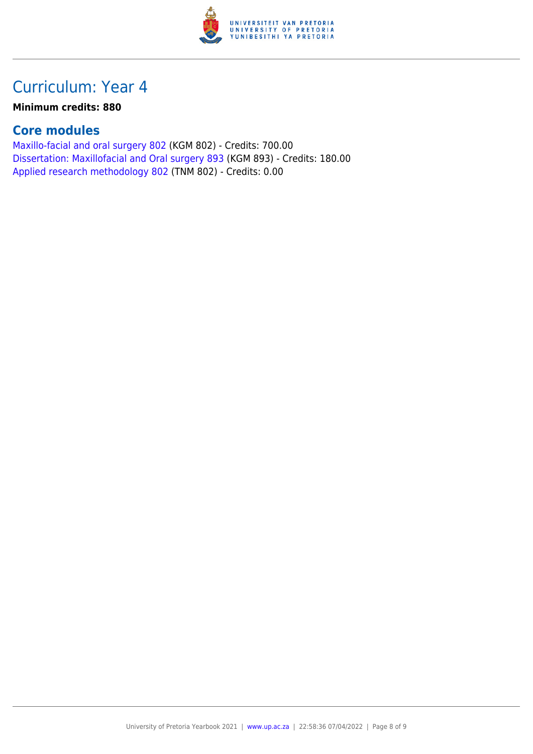## Curriculum: Year 4

**Minimum credits: 880**

### Core modules

Maxillo-facial and oral surgery 802 (KGM 802) - Credits: 700.00
Dissertation: Maxillofacial and Oral surgery 893 (KGM 893) - Credits: 180.00
Applied research methodology 802 (TNM 802) - Credits: 0.00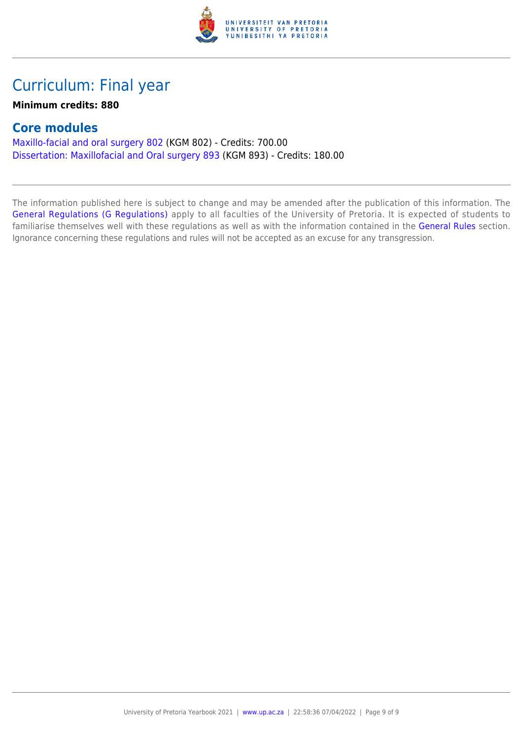## Curriculum: Final year

**Minimum credits: 880**

### Core modules

Maxillo-facial and oral surgery 802 (KGM 802) - Credits: 700.00
Dissertation: Maxillofacial and Oral surgery 893 (KGM 893) - Credits: 180.00

The information published here is subject to change and may be amended after the publication of this information. The General Regulations (G Regulations) apply to all faculties of the University of Pretoria. It is expected of students to familiarise themselves well with these regulations as well as with the information contained in the General Rules section. Ignorance concerning these regulations and rules will not be accepted as an excuse for any transgression.